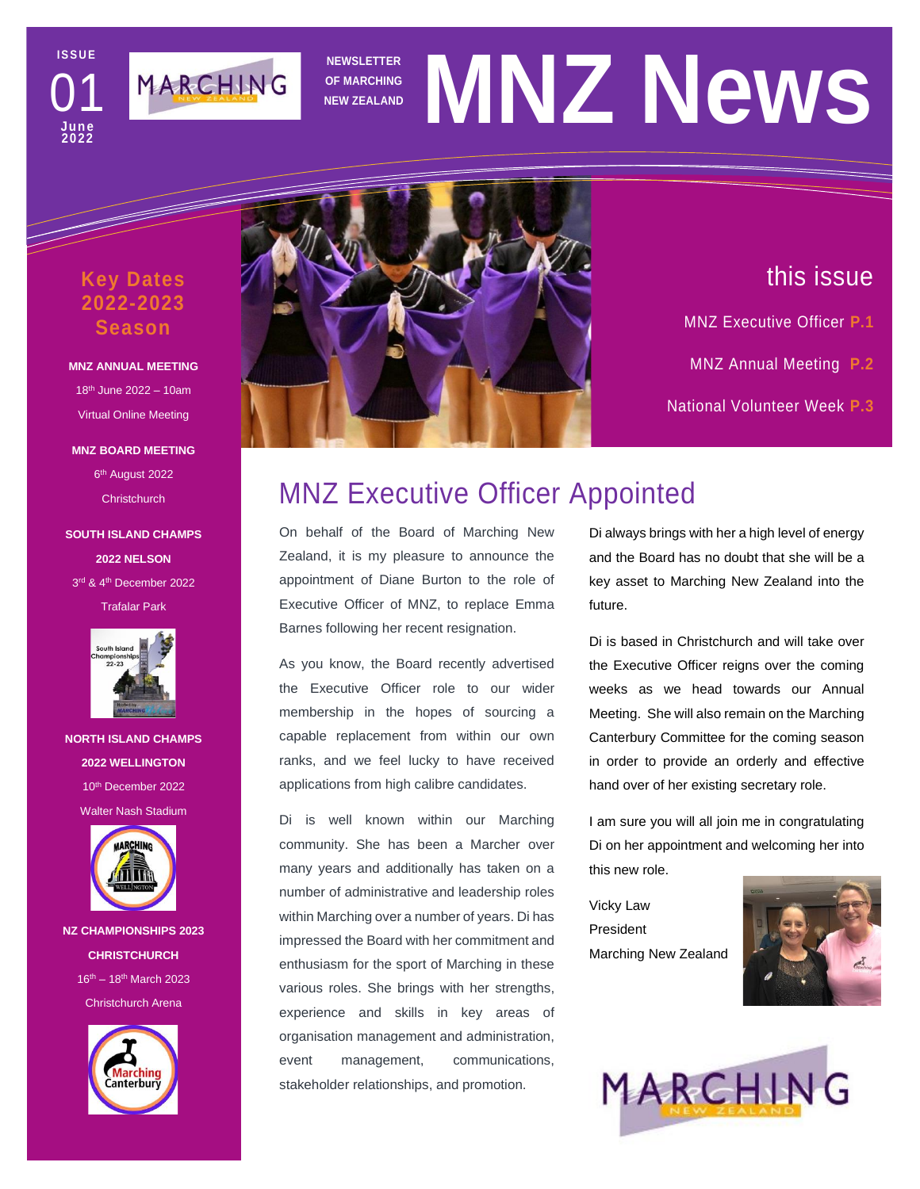ISSUE 01 June 2022

NEWSLETTER OF MARCHING NEW ZEALAND

# MNZ News

## this issue

MNZ Executive Officer P.1

MNZ Annual Meeting P.2

National Volunteer Week P.3

## Key Dates 2022-2023 Season

**MNZ ANNUAL MEETING**

18th June 2022 – 10am

Virtual Online Meeting

**MNZ BOARD MEETING**

6th August 2022

Christchurch

**SOUTH ISLAND CHAMPS 2022 NELSON**

3rd & 4th December 2022

Trafalar Park

**NORTH ISLAND CHAMPS 2022 WELLINGTON**

10th December 2022

Walter Nash Stadium

**NZ CHAMPIONSHIPS 2023 CHRISTCHURCH**

16th – 18th March 2023

Christchurch Arena

## MNZ Executive Officer Appointed

On behalf of the Board of Marching New Zealand, it is my pleasure to announce the appointment of Diane Burton to the role of Executive Officer of MNZ, to replace Emma Barnes following her recent resignation.

As you know, the Board recently advertised the Executive Officer role to our wider membership in the hopes of sourcing a capable replacement from within our own ranks, and we feel lucky to have received applications from high calibre candidates.

Di is well known within our Marching community. She has been a Marcher over many years and additionally has taken on a number of administrative and leadership roles within Marching over a number of years. Di has impressed the Board with her commitment and enthusiasm for the sport of Marching in these various roles. She brings with her strengths, experience and skills in key areas of organisation management and administration, event management, communications, stakeholder relationships, and promotion.

Di always brings with her a high level of energy and the Board has no doubt that she will be a key asset to Marching New Zealand into the future.

Di is based in Christchurch and will take over the Executive Officer reigns over the coming weeks as we head towards our Annual Meeting. She will also remain on the Marching Canterbury Committee for the coming season in order to provide an orderly and effective hand over of her existing secretary role.

I am sure you will all join me in congratulating Di on her appointment and welcoming her into this new role.

Vicky Law
President
Marching New Zealand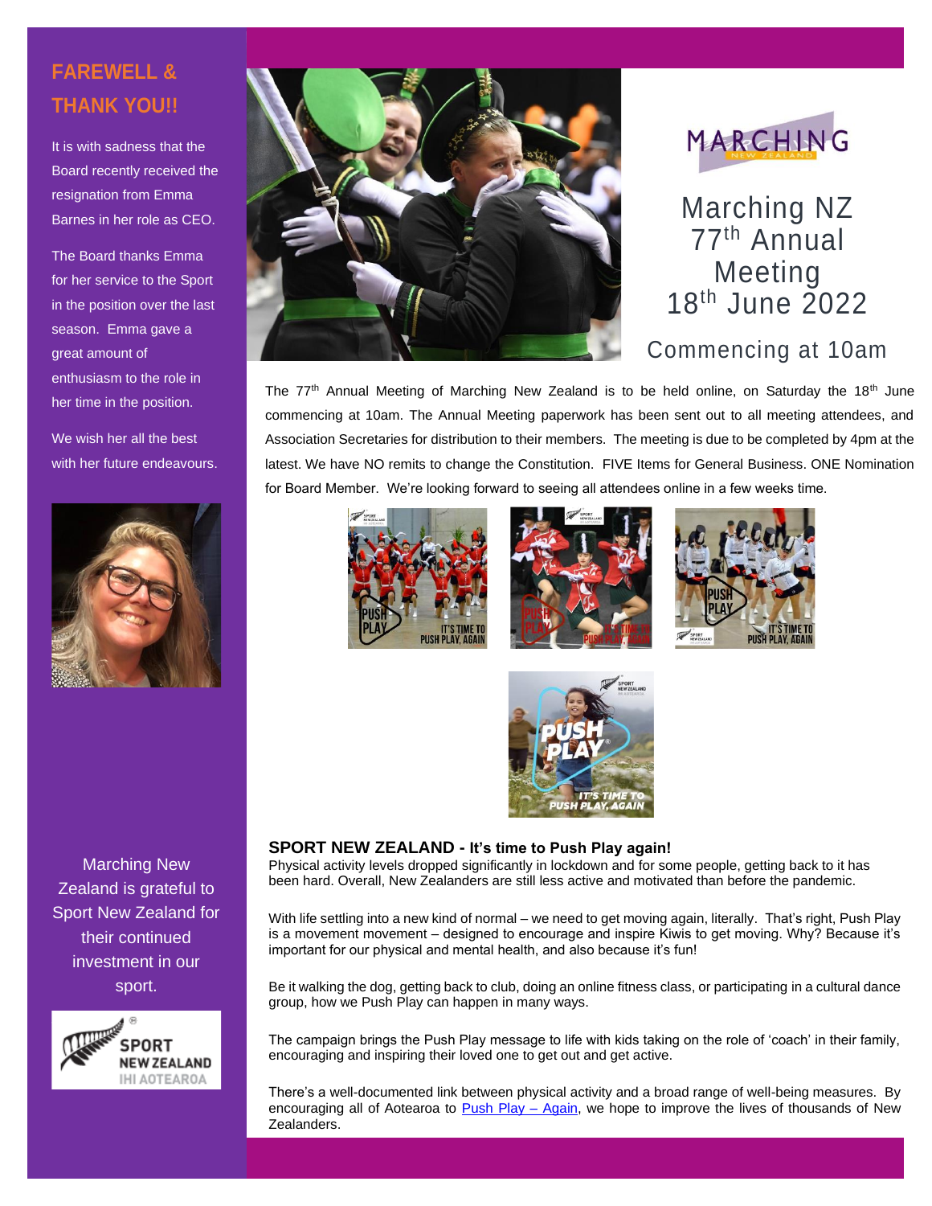## FAREWELL & THANK YOU!!

It is with sadness that the Board recently received the resignation from Emma Barnes in her role as CEO.

The Board thanks Emma for her service to the Sport in the position over the last season. Emma gave a great amount of enthusiasm to the role in her time in the position.

We wish her all the best with her future endeavours.

Marching New Zealand is grateful to Sport New Zealand for their continued investment in our sport.

# Marching NZ 77th Annual Meeting 18th June 2022

### Commencing at 10am

The 77th Annual Meeting of Marching New Zealand is to be held online, on Saturday the 18th June commencing at 10am. The Annual Meeting paperwork has been sent out to all meeting attendees, and Association Secretaries for distribution to their members. The meeting is due to be completed by 4pm at the latest. We have NO remits to change the Constitution. FIVE Items for General Business. ONE Nomination for Board Member. We're looking forward to seeing all attendees online in a few weeks time.

### SPORT NEW ZEALAND - It's time to Push Play again!

Physical activity levels dropped significantly in lockdown and for some people, getting back to it has been hard. Overall, New Zealanders are still less active and motivated than before the pandemic.

With life settling into a new kind of normal – we need to get moving again, literally. That's right, Push Play is a movement movement – designed to encourage and inspire Kiwis to get moving. Why? Because it's important for our physical and mental health, and also because it's fun!

Be it walking the dog, getting back to club, doing an online fitness class, or participating in a cultural dance group, how we Push Play can happen in many ways.

The campaign brings the Push Play message to life with kids taking on the role of 'coach' in their family, encouraging and inspiring their loved one to get out and get active.

There's a well-documented link between physical activity and a broad range of well-being measures. By encouraging all of Aotearoa to Push Play – Again, we hope to improve the lives of thousands of New Zealanders.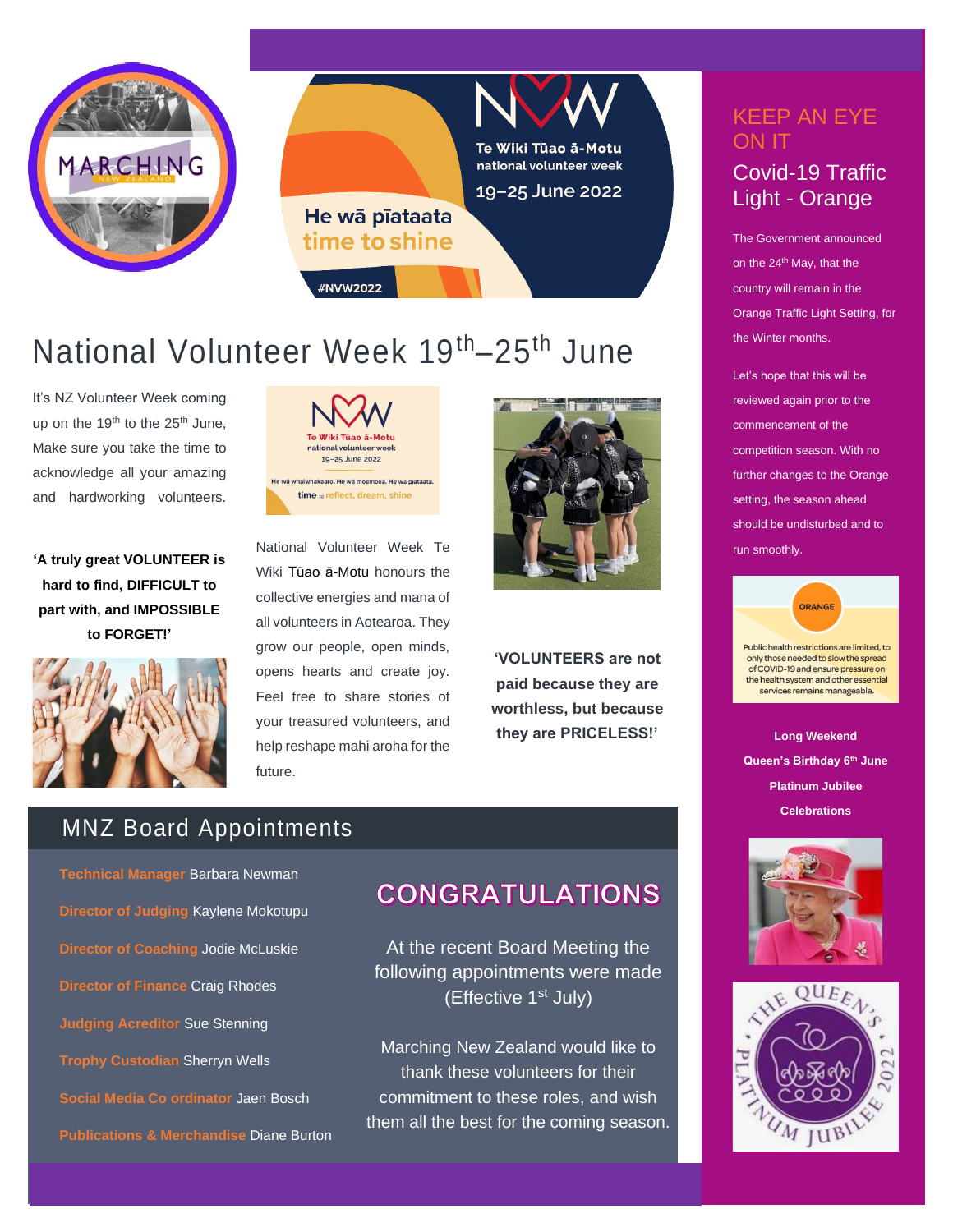# National Volunteer Week 19th–25th June

It's NZ Volunteer Week coming up on the 19th to the 25th June, Make sure you take the time to acknowledge all your amazing and hardworking volunteers.

**'A truly great VOLUNTEER is hard to find, DIFFICULT to part with, and IMPOSSIBLE to FORGET!'**

National Volunteer Week Te Wiki Tūao ā-Motu honours the collective energies and mana of all volunteers in Aotearoa. They grow our people, open minds, opens hearts and create joy. Feel free to share stories of your treasured volunteers, and help reshape mahi aroha for the future.

**'VOLUNTEERS are not paid because they are worthless, but because they are PRICELESS!'**

## MNZ Board Appointments

**Technical Manager** Barbara Newman

**Director of Judging** Kaylene Mokotupu

**Director of Coaching** Jodie McLuskie

**Director of Finance** Craig Rhodes

**Judging Accreditor** Sue Stenning

**Trophy Custodian** Sherryn Wells

**Social Media Co ordinator** Jaen Bosch

**Publications & Merchandise** Diane Burton

### CONGRATULATIONS

At the recent Board Meeting the following appointments were made (Effective 1st July)

Marching New Zealand would like to thank these volunteers for their commitment to these roles, and wish them all the best for the coming season.

## KEEP AN EYE ON IT

### Covid-19 Traffic Light - Orange

The Government announced on the 24th May, that the country will remain in the Orange Traffic Light Setting, for the Winter months.

Let's hope that this will be reviewed again prior to the commencement of the competition season. With no further changes to the Orange setting, the season ahead should be undisturbed and to run smoothly.

**Long Weekend**
**Queen's Birthday 6th June**
**Platinum Jubilee Celebrations**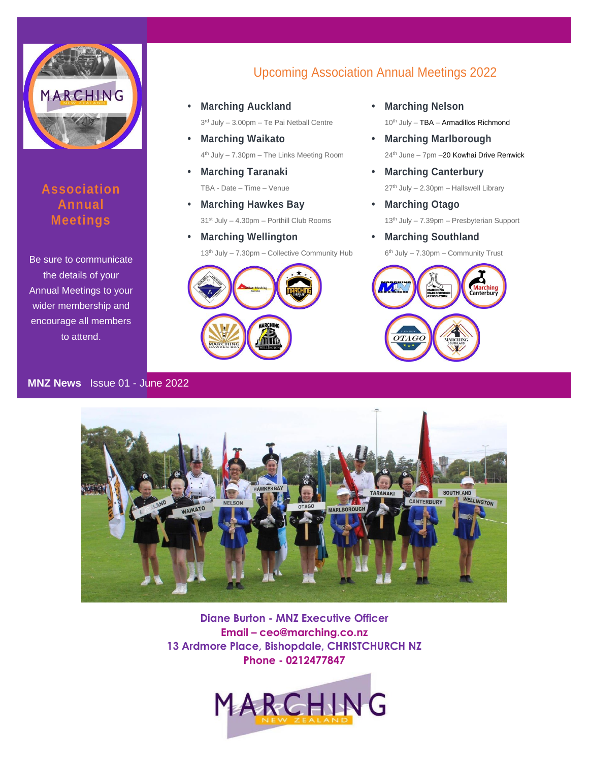## Association Annual Meetings

Be sure to communicate the details of your Annual Meetings to your wider membership and encourage all members to attend.

## Upcoming Association Annual Meetings 2022

- **Marching Auckland**
  3rd July – 3.00pm – Te Pai Netball Centre
- **Marching Waikato**
  4th July – 7.30pm – The Links Meeting Room
- **Marching Taranaki**
  TBA - Date – Time – Venue
- **Marching Hawkes Bay**
  31st July – 4.30pm – Porthill Club Rooms
- **Marching Wellington**
  13th July – 7.30pm – Collective Community Hub
- **Marching Nelson**
  10th July – TBA – Armadillos Richmond
- **Marching Marlborough**
  24th June – 7pm –20 Kowhai Drive Renwick
- **Marching Canterbury**
  27th July – 2.30pm – Hallswell Library
- **Marching Otago**
  13th July – 7.39pm – Presbyterian Support
- **Marching Southland**
  6th July – 7.30pm – Community Trust

**MNZ News** Issue 01 - June 2022

**Diane Burton - MNZ Executive Officer**
**Email – ceo@marching.co.nz**
**13 Ardmore Place, Bishopdale, CHRISTCHURCH NZ**
**Phone - 0212477847**